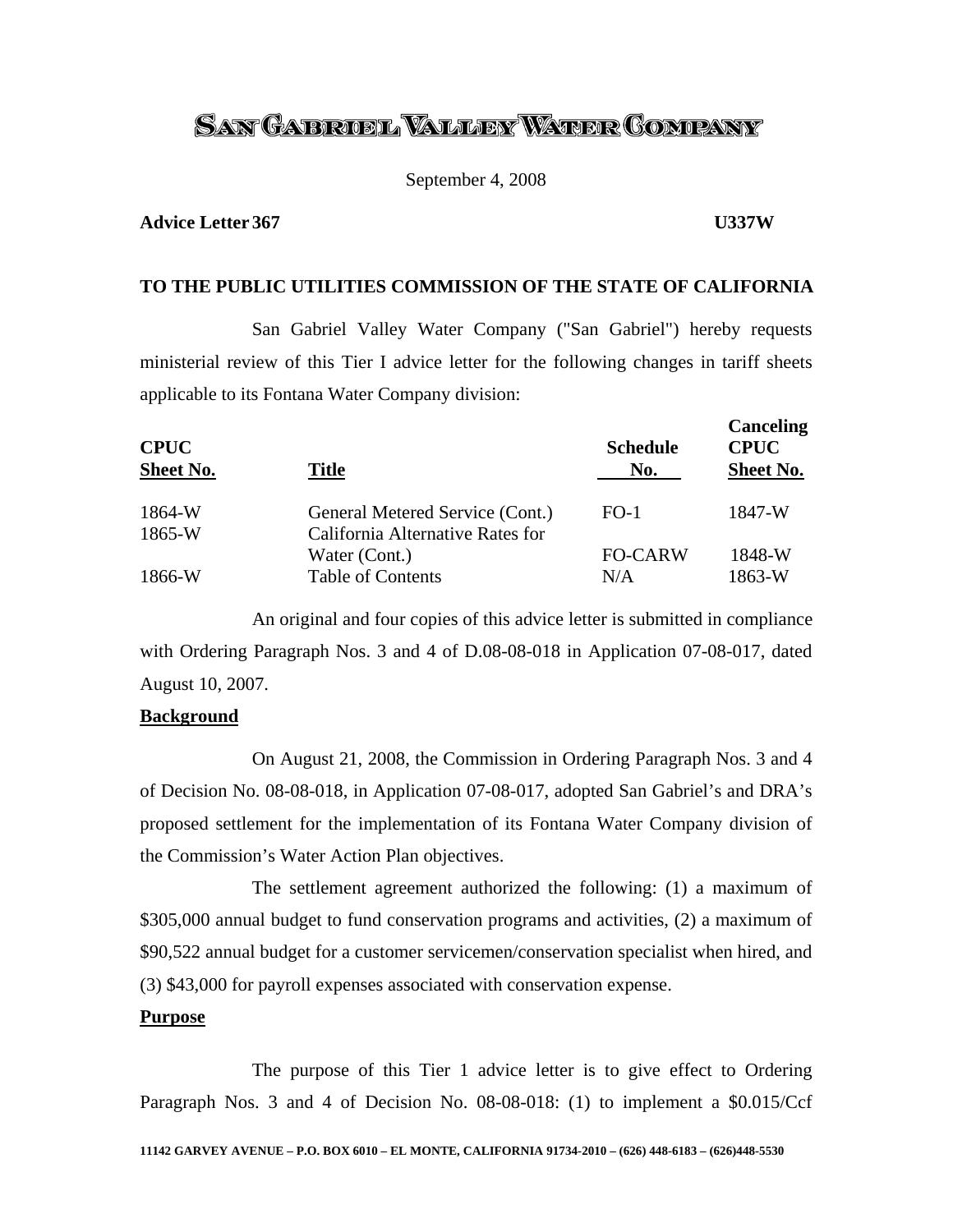# SAN GABRIEL VALLEY WATER COMPANY

September 4, 2008

**Advice Letter 367** **U337W**

**TO THE PUBLIC UTILITIES COMMISSION OF THE STATE OF CALIFORNIA**

San Gabriel Valley Water Company ("San Gabriel") hereby requests ministerial review of this Tier I advice letter for the following changes in tariff sheets applicable to its Fontana Water Company division:

| CPUC Sheet No. | Title | Schedule No. | Canceling CPUC Sheet No. |
|---|---|---|---|
| 1864-W | General Metered Service (Cont.) | FO-1 | 1847-W |
| 1865-W | California Alternative Rates for Water (Cont.) | FO-CARW | 1848-W |
| 1866-W | Table of Contents | N/A | 1863-W |

An original and four copies of this advice letter is submitted in compliance with Ordering Paragraph Nos. 3 and 4 of D.08-08-018 in Application 07-08-017, dated August 10, 2007.

**Background**

On August 21, 2008, the Commission in Ordering Paragraph Nos. 3 and 4 of Decision No. 08-08-018, in Application 07-08-017, adopted San Gabriel's and DRA's proposed settlement for the implementation of its Fontana Water Company division of the Commission's Water Action Plan objectives.

The settlement agreement authorized the following: (1) a maximum of $305,000 annual budget to fund conservation programs and activities, (2) a maximum of $90,522 annual budget for a customer servicemen/conservation specialist when hired, and (3) $43,000 for payroll expenses associated with conservation expense.

**Purpose**

The purpose of this Tier 1 advice letter is to give effect to Ordering Paragraph Nos. 3 and 4 of Decision No. 08-08-018: (1) to implement a $0.015/Ccf

11142 GARVEY AVENUE – P.O. BOX 6010 – EL MONTE, CALIFORNIA 91734-2010 – (626) 448-6183 – (626)448-5530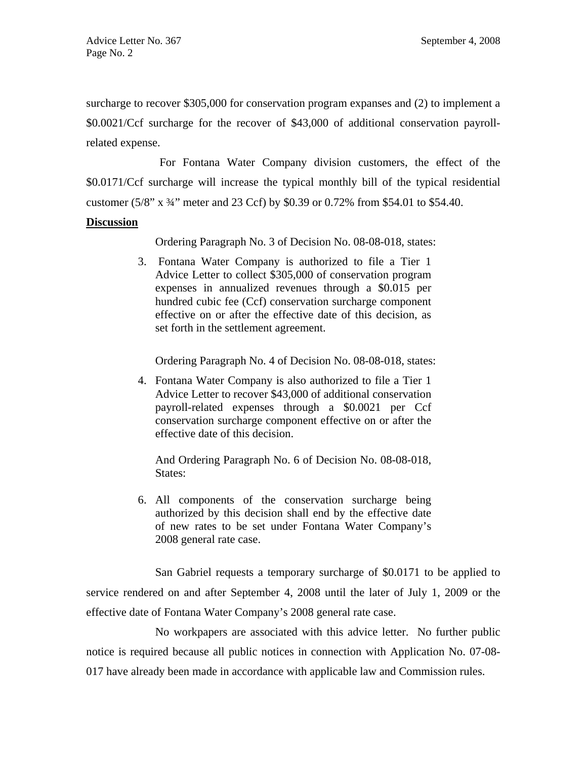surcharge to recover $305,000 for conservation program expanses and (2) to implement a $0.0021/Ccf surcharge for the recover of $43,000 of additional conservation payroll-related expense.

For Fontana Water Company division customers, the effect of the $0.0171/Ccf surcharge will increase the typical monthly bill of the typical residential customer (5/8" x ¾" meter and 23 Ccf) by $0.39 or 0.72% from $54.01 to $54.40.

**Discussion**

Ordering Paragraph No. 3 of Decision No. 08-08-018, states:

> 3. Fontana Water Company is authorized to file a Tier 1 Advice Letter to collect $305,000 of conservation program expenses in annualized revenues through a $0.015 per hundred cubic fee (Ccf) conservation surcharge component effective on or after the effective date of this decision, as set forth in the settlement agreement.

Ordering Paragraph No. 4 of Decision No. 08-08-018, states:

> 4. Fontana Water Company is also authorized to file a Tier 1 Advice Letter to recover $43,000 of additional conservation payroll-related expenses through a $0.0021 per Ccf conservation surcharge component effective on or after the effective date of this decision.

And Ordering Paragraph No. 6 of Decision No. 08-08-018, States:

> 6. All components of the conservation surcharge being authorized by this decision shall end by the effective date of new rates to be set under Fontana Water Company's 2008 general rate case.

San Gabriel requests a temporary surcharge of $0.0171 to be applied to service rendered on and after September 4, 2008 until the later of July 1, 2009 or the effective date of Fontana Water Company's 2008 general rate case.

No workpapers are associated with this advice letter. No further public notice is required because all public notices in connection with Application No. 07-08-017 have already been made in accordance with applicable law and Commission rules.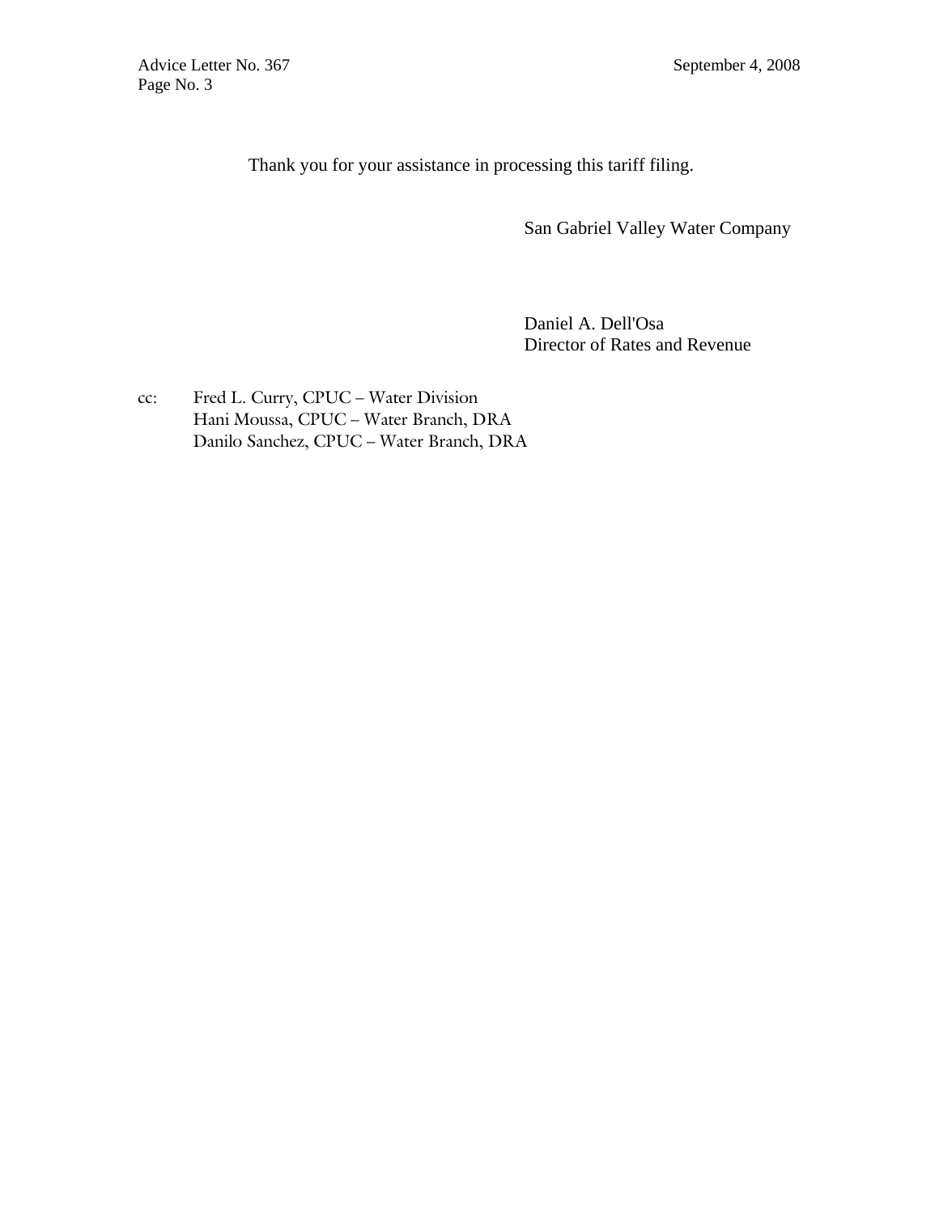Thank you for your assistance in processing this tariff filing.

San Gabriel Valley Water Company

Daniel A. Dell'Osa
Director of Rates and Revenue

cc: Fred L. Curry, CPUC – Water Division
Hani Moussa, CPUC – Water Branch, DRA
Danilo Sanchez, CPUC – Water Branch, DRA